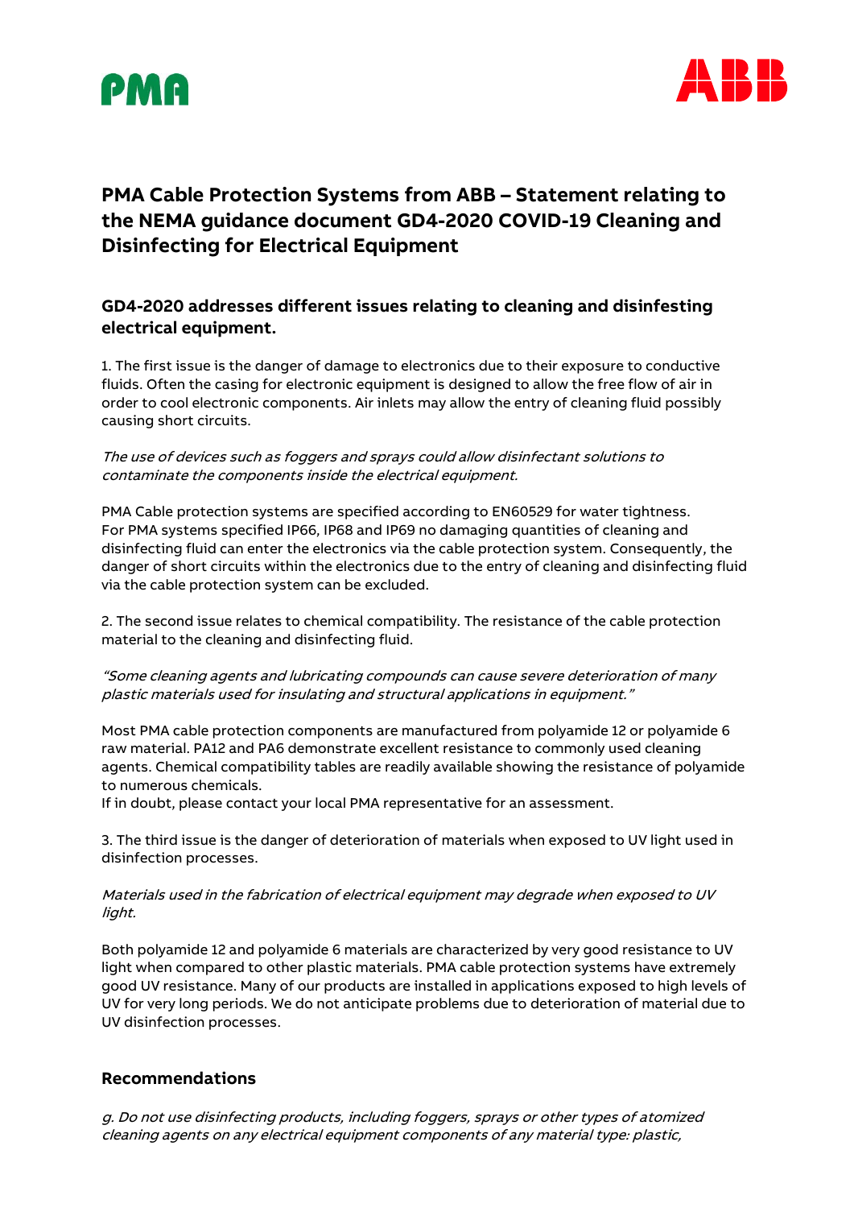# PMA Cable Protection Systems from ABB – Statement relating to the NEMA guidance document GD4-2020 COVID-19 Cleaning and Disinfecting for Electrical Equipment

## GD4-2020 addresses different issues relating to cleaning and disinfesting electrical equipment.

1. The first issue is the danger of damage to electronics due to their exposure to conductive fluids. Often the casing for electronic equipment is designed to allow the free flow of air in order to cool electronic components. Air inlets may allow the entry of cleaning fluid possibly causing short circuits.

*The use of devices such as foggers and sprays could allow disinfectant solutions to contaminate the components inside the electrical equipment.*

PMA Cable protection systems are specified according to EN60529 for water tightness. For PMA systems specified IP66, IP68 and IP69 no damaging quantities of cleaning and disinfecting fluid can enter the electronics via the cable protection system. Consequently, the danger of short circuits within the electronics due to the entry of cleaning and disinfecting fluid via the cable protection system can be excluded.

2. The second issue relates to chemical compatibility. The resistance of the cable protection material to the cleaning and disinfecting fluid.

*"Some cleaning agents and lubricating compounds can cause severe deterioration of many plastic materials used for insulating and structural applications in equipment."*

Most PMA cable protection components are manufactured from polyamide 12 or polyamide 6 raw material. PA12 and PA6 demonstrate excellent resistance to commonly used cleaning agents. Chemical compatibility tables are readily available showing the resistance of polyamide to numerous chemicals.
If in doubt, please contact your local PMA representative for an assessment.

3. The third issue is the danger of deterioration of materials when exposed to UV light used in disinfection processes.

*Materials used in the fabrication of electrical equipment may degrade when exposed to UV light.*

Both polyamide 12 and polyamide 6 materials are characterized by very good resistance to UV light when compared to other plastic materials. PMA cable protection systems have extremely good UV resistance. Many of our products are installed in applications exposed to high levels of UV for very long periods. We do not anticipate problems due to deterioration of material due to UV disinfection processes.

## Recommendations

*g. Do not use disinfecting products, including foggers, sprays or other types of atomized cleaning agents on any electrical equipment components of any material type: plastic,*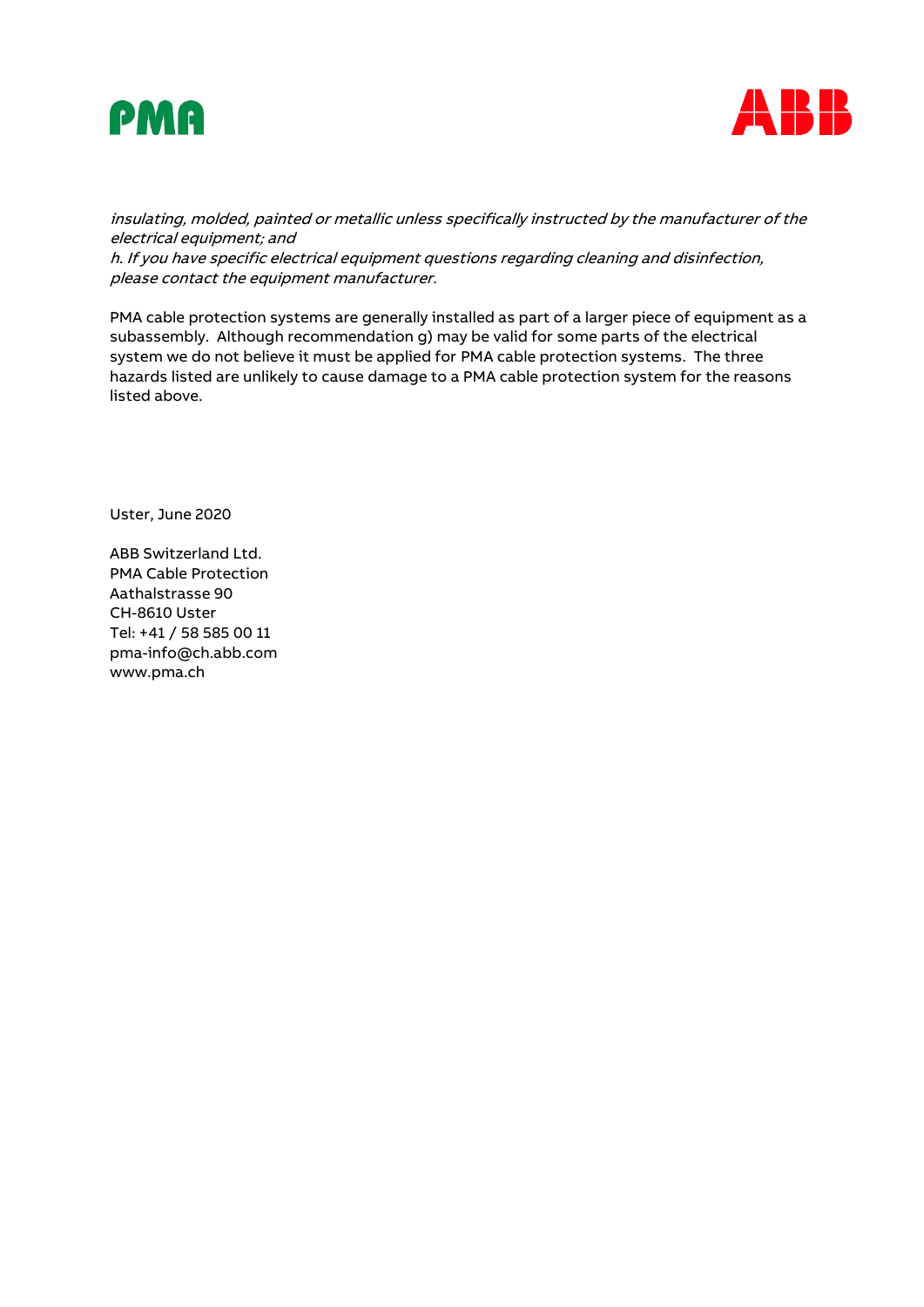*insulating, molded, painted or metallic unless specifically instructed by the manufacturer of the electrical equipment; and*
*h. If you have specific electrical equipment questions regarding cleaning and disinfection, please contact the equipment manufacturer.*

PMA cable protection systems are generally installed as part of a larger piece of equipment as a subassembly. Although recommendation g) may be valid for some parts of the electrical system we do not believe it must be applied for PMA cable protection systems. The three hazards listed are unlikely to cause damage to a PMA cable protection system for the reasons listed above.

Uster, June 2020

ABB Switzerland Ltd.
PMA Cable Protection
Aathalstrasse 90
CH-8610 Uster
Tel: +41 / 58 585 00 11
pma-info@ch.abb.com
www.pma.ch